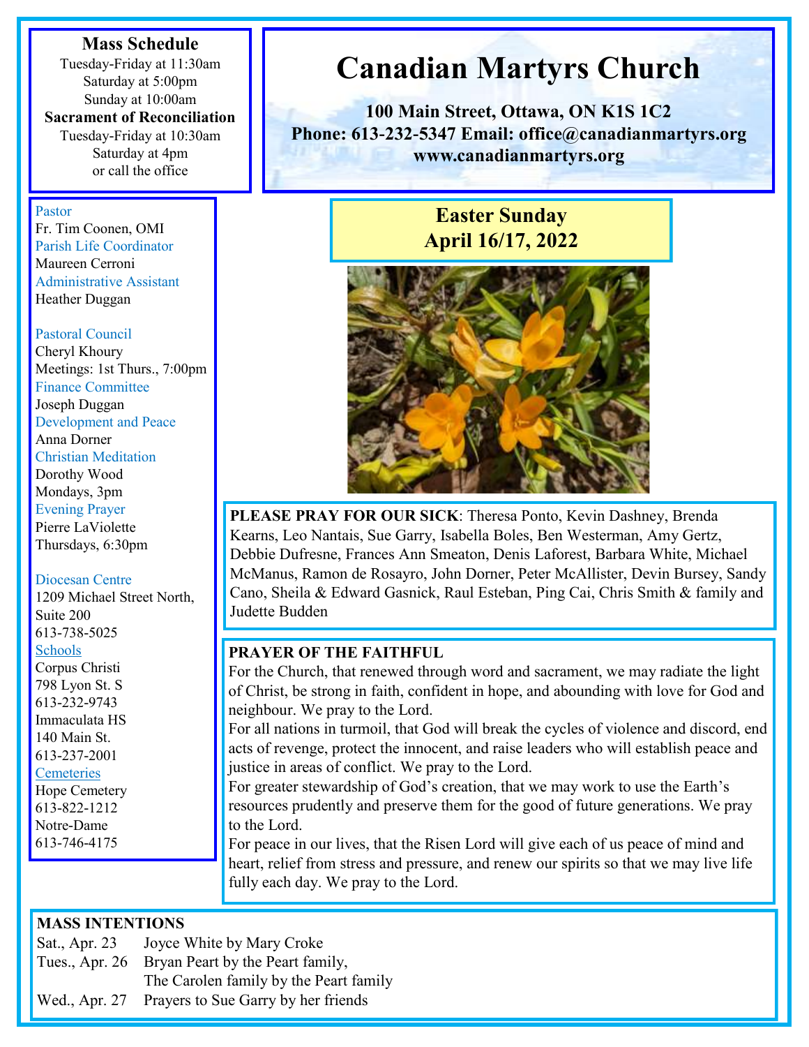# Canadian Martyrs Church

**100 Main Street, Ottawa, ON K1S 1C2**
**Phone: 613-232-5347 Email: office@canadianmartyrs.org**
**www.canadianmartyrs.org**

## Easter Sunday
## April 16/17, 2022

**Mass Schedule**
Tuesday-Friday at 11:30am
Saturday at 5:00pm
Sunday at 10:00am

**Sacrament of Reconciliation**
Tuesday-Friday at 10:30am
Saturday at 4pm
or call the office

Pastor
Fr. Tim Coonen, OMI

Parish Life Coordinator
Maureen Cerroni

Administrative Assistant
Heather Duggan

Pastoral Council
Cheryl Khoury
Meetings: 1st Thurs., 7:00pm

Finance Committee
Joseph Duggan

Development and Peace
Anna Dorner

Christian Meditation
Dorothy Wood
Mondays, 3pm

Evening Prayer
Pierre LaViolette
Thursdays, 6:30pm

Diocesan Centre
1209 Michael Street North, Suite 200
613-738-5025

Schools
Corpus Christi
798 Lyon St. S
613-232-9743
Immaculata HS
140 Main St.
613-237-2001

Cemeteries
Hope Cemetery
613-822-1212
Notre-Dame
613-746-4175

**PLEASE PRAY FOR OUR SICK**: Theresa Ponto, Kevin Dashney, Brenda Kearns, Leo Nantais, Sue Garry, Isabella Boles, Ben Westerman, Amy Gertz, Debbie Dufresne, Frances Ann Smeaton, Denis Laforest, Barbara White, Michael McManus, Ramon de Rosayro, John Dorner, Peter McAllister, Devin Bursey, Sandy Cano, Sheila & Edward Gasnick, Raul Esteban, Ping Cai, Chris Smith & family and Judette Budden

**PRAYER OF THE FAITHFUL**

For the Church, that renewed through word and sacrament, we may radiate the light of Christ, be strong in faith, confident in hope, and abounding with love for God and neighbour. We pray to the Lord.

For all nations in turmoil, that God will break the cycles of violence and discord, end acts of revenge, protect the innocent, and raise leaders who will establish peace and justice in areas of conflict. We pray to the Lord.

For greater stewardship of God's creation, that we may work to use the Earth's resources prudently and preserve them for the good of future generations. We pray to the Lord.

For peace in our lives, that the Risen Lord will give each of us peace of mind and heart, relief from stress and pressure, and renew our spirits so that we may live life fully each day. We pray to the Lord.

**MASS INTENTIONS**

| | |
|---|---|
| Sat., Apr. 23 | Joyce White by Mary Croke |
| Tues., Apr. 26 | Bryan Peart by the Peart family, The Carolen family by the Peart family |
| Wed., Apr. 27 | Prayers to Sue Garry by her friends |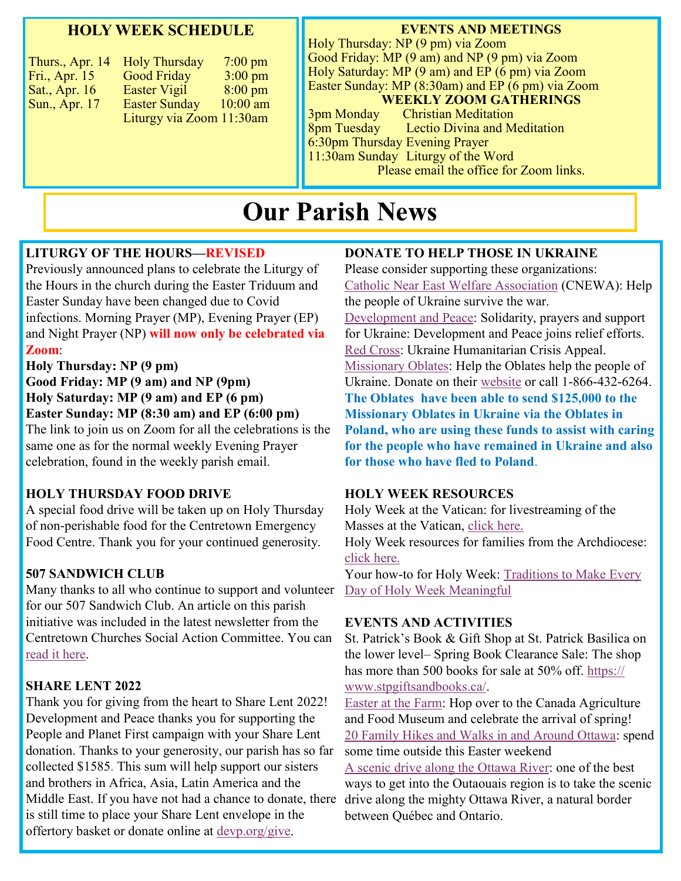## HOLY WEEK SCHEDULE

| | | |
|---|---|---|
| Thurs., Apr. 14 | Holy Thursday | 7:00 pm |
| Fri., Apr. 15 | Good Friday | 3:00 pm |
| Sat., Apr. 16 | Easter Vigil | 8:00 pm |
| Sun., Apr. 17 | Easter Sunday | 10:00 am |
| | Liturgy via Zoom | 11:30am |

## EVENTS AND MEETINGS

Holy Thursday: NP (9 pm) via Zoom
Good Friday: MP (9 am) and NP (9 pm) via Zoom
Holy Saturday: MP (9 am) and EP (6 pm) via Zoom
Easter Sunday: MP (8:30am) and EP (6 pm) via Zoom

### WEEKLY ZOOM GATHERINGS

3pm Monday Christian Meditation
8pm Tuesday Lectio Divina and Meditation
6:30pm Thursday Evening Prayer
11:30am Sunday Liturgy of the Word

Please email the office for Zoom links.

# Our Parish News

**LITURGY OF THE HOURS—REVISED**

Previously announced plans to celebrate the Liturgy of the Hours in the church during the Easter Triduum and Easter Sunday have been changed due to Covid infections. Morning Prayer (MP), Evening Prayer (EP) and Night Prayer (NP) **will now only be celebrated via Zoom**:

**Holy Thursday: NP (9 pm)**
**Good Friday: MP (9 am) and NP (9pm)**
**Holy Saturday: MP (9 am) and EP (6 pm)**
**Easter Sunday: MP (8:30 am) and EP (6:00 pm)**

The link to join us on Zoom for all the celebrations is the same one as for the normal weekly Evening Prayer celebration, found in the weekly parish email.

**HOLY THURSDAY FOOD DRIVE**

A special food drive will be taken up on Holy Thursday of non-perishable food for the Centretown Emergency Food Centre. Thank you for your continued generosity.

**507 SANDWICH CLUB**

Many thanks to all who continue to support and volunteer for our 507 Sandwich Club. An article on this parish initiative was included in the latest newsletter from the Centretown Churches Social Action Committee. You can read it here.

**SHARE LENT 2022**

Thank you for giving from the heart to Share Lent 2022! Development and Peace thanks you for supporting the People and Planet First campaign with your Share Lent donation. Thanks to your generosity, our parish has so far collected $1585. This sum will help support our sisters and brothers in Africa, Asia, Latin America and the Middle East. If you have not had a chance to donate, there is still time to place your Share Lent envelope in the offertory basket or donate online at devp.org/give.

**DONATE TO HELP THOSE IN UKRAINE**

Please consider supporting these organizations:
Catholic Near East Welfare Association (CNEWA): Help the people of Ukraine survive the war.
Development and Peace: Solidarity, prayers and support for Ukraine: Development and Peace joins relief efforts.
Red Cross: Ukraine Humanitarian Crisis Appeal.
Missionary Oblates: Help the Oblates help the people of Ukraine. Donate on their website or call 1-866-432-6264.
**The Oblates have been able to send $125,000 to the Missionary Oblates in Ukraine via the Oblates in Poland, who are using these funds to assist with caring for the people who have remained in Ukraine and also for those who have fled to Poland**.

**HOLY WEEK RESOURCES**

Holy Week at the Vatican: for livestreaming of the Masses at the Vatican, click here.
Holy Week resources for families from the Archdiocese: click here.
Your how-to for Holy Week: Traditions to Make Every Day of Holy Week Meaningful

**EVENTS AND ACTIVITIES**

St. Patrick's Book & Gift Shop at St. Patrick Basilica on the lower level– Spring Book Clearance Sale: The shop has more than 500 books for sale at 50% off. https://www.stpgiftsandbooks.ca/.
Easter at the Farm: Hop over to the Canada Agriculture and Food Museum and celebrate the arrival of spring!
20 Family Hikes and Walks in and Around Ottawa: spend some time outside this Easter weekend
A scenic drive along the Ottawa River: one of the best ways to get into the Outaouais region is to take the scenic drive along the mighty Ottawa River, a natural border between Québec and Ontario.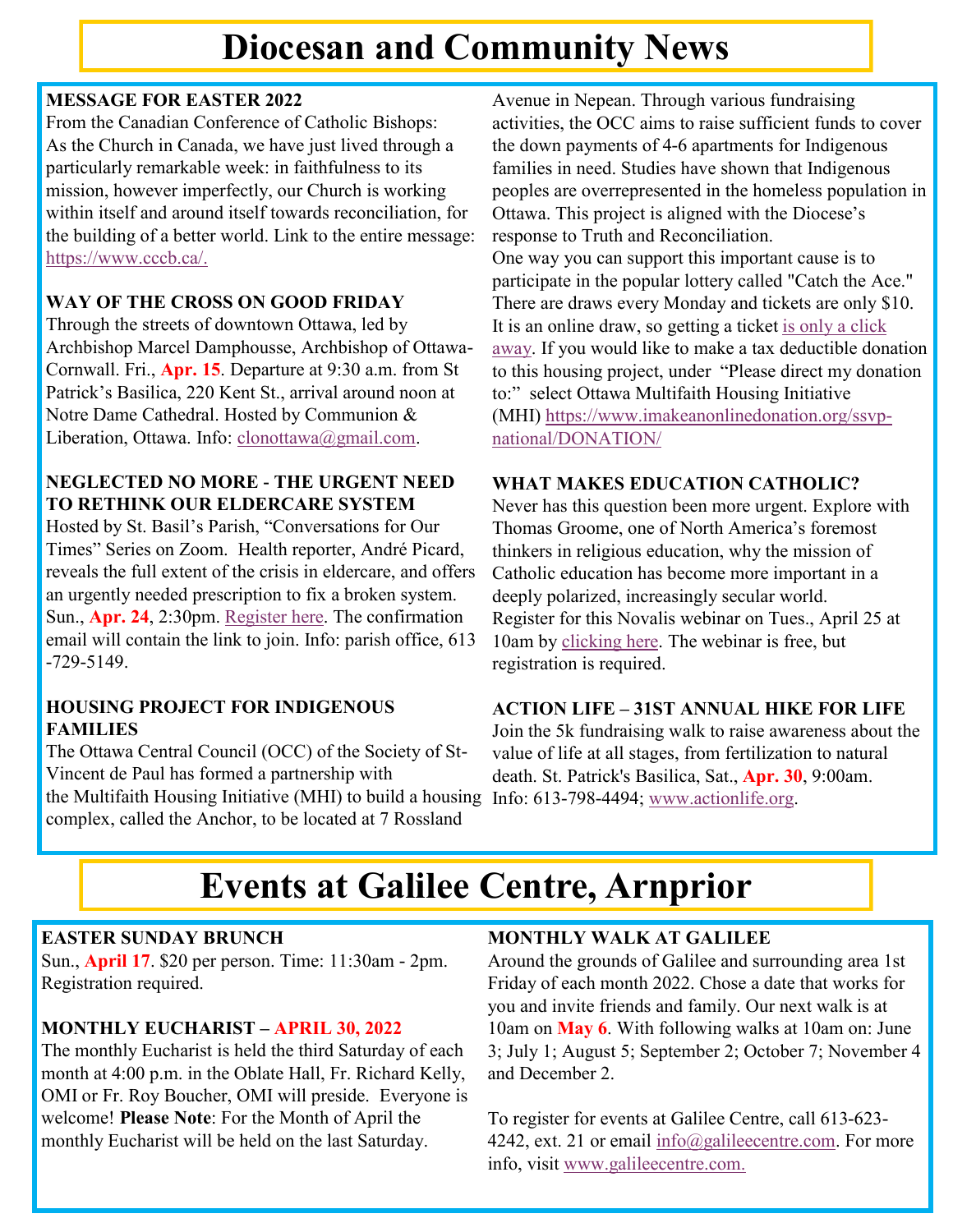# Diocesan and Community News

**MESSAGE FOR EASTER 2022**
From the Canadian Conference of Catholic Bishops: As the Church in Canada, we have just lived through a particularly remarkable week: in faithfulness to its mission, however imperfectly, our Church is working within itself and around itself towards reconciliation, for the building of a better world. Link to the entire message: https://www.cccb.ca/.

**WAY OF THE CROSS ON GOOD FRIDAY**
Through the streets of downtown Ottawa, led by Archbishop Marcel Damphousse, Archbishop of Ottawa-Cornwall. Fri., **Apr. 15**. Departure at 9:30 a.m. from St Patrick's Basilica, 220 Kent St., arrival around noon at Notre Dame Cathedral. Hosted by Communion & Liberation, Ottawa. Info: clonottawa@gmail.com.

**NEGLECTED NO MORE - THE URGENT NEED TO RETHINK OUR ELDERCARE SYSTEM**
Hosted by St. Basil's Parish, "Conversations for Our Times" Series on Zoom. Health reporter, André Picard, reveals the full extent of the crisis in eldercare, and offers an urgently needed prescription to fix a broken system. Sun., **Apr. 24**, 2:30pm. Register here. The confirmation email will contain the link to join. Info: parish office, 613 -729-5149.

**HOUSING PROJECT FOR INDIGENOUS FAMILIES**
The Ottawa Central Council (OCC) of the Society of St-Vincent de Paul has formed a partnership with the Multifaith Housing Initiative (MHI) to build a housing complex, called the Anchor, to be located at 7 Rossland Avenue in Nepean. Through various fundraising activities, the OCC aims to raise sufficient funds to cover the down payments of 4-6 apartments for Indigenous families in need. Studies have shown that Indigenous peoples are overrepresented in the homeless population in Ottawa. This project is aligned with the Diocese's response to Truth and Reconciliation.
One way you can support this important cause is to participate in the popular lottery called "Catch the Ace." There are draws every Monday and tickets are only $10. It is an online draw, so getting a ticket is only a click away. If you would like to make a tax deductible donation to this housing project, under "Please direct my donation to:" select Ottawa Multifaith Housing Initiative (MHI) https://www.imakeanonlinedonation.org/ssvp-national/DONATION/

**WHAT MAKES EDUCATION CATHOLIC?**
Never has this question been more urgent. Explore with Thomas Groome, one of North America's foremost thinkers in religious education, why the mission of Catholic education has become more important in a deeply polarized, increasingly secular world. Register for this Novalis webinar on Tues., April 25 at 10am by clicking here. The webinar is free, but registration is required.

**ACTION LIFE – 31ST ANNUAL HIKE FOR LIFE**
Join the 5k fundraising walk to raise awareness about the value of life at all stages, from fertilization to natural death. St. Patrick's Basilica, Sat., **Apr. 30**, 9:00am. Info: 613-798-4494; www.actionlife.org.

# Events at Galilee Centre, Arnprior

**EASTER SUNDAY BRUNCH**
Sun., **April 17**. $20 per person. Time: 11:30am - 2pm. Registration required.

**MONTHLY EUCHARIST – APRIL 30, 2022**
The monthly Eucharist is held the third Saturday of each month at 4:00 p.m. in the Oblate Hall, Fr. Richard Kelly, OMI or Fr. Roy Boucher, OMI will preside. Everyone is welcome! **Please Note**: For the Month of April the monthly Eucharist will be held on the last Saturday.

**MONTHLY WALK AT GALILEE**
Around the grounds of Galilee and surrounding area 1st Friday of each month 2022. Chose a date that works for you and invite friends and family. Our next walk is at 10am on **May 6**. With following walks at 10am on: June 3; July 1; August 5; September 2; October 7; November 4 and December 2.

To register for events at Galilee Centre, call 613-623-4242, ext. 21 or email info@galileecentre.com. For more info, visit www.galileecentre.com.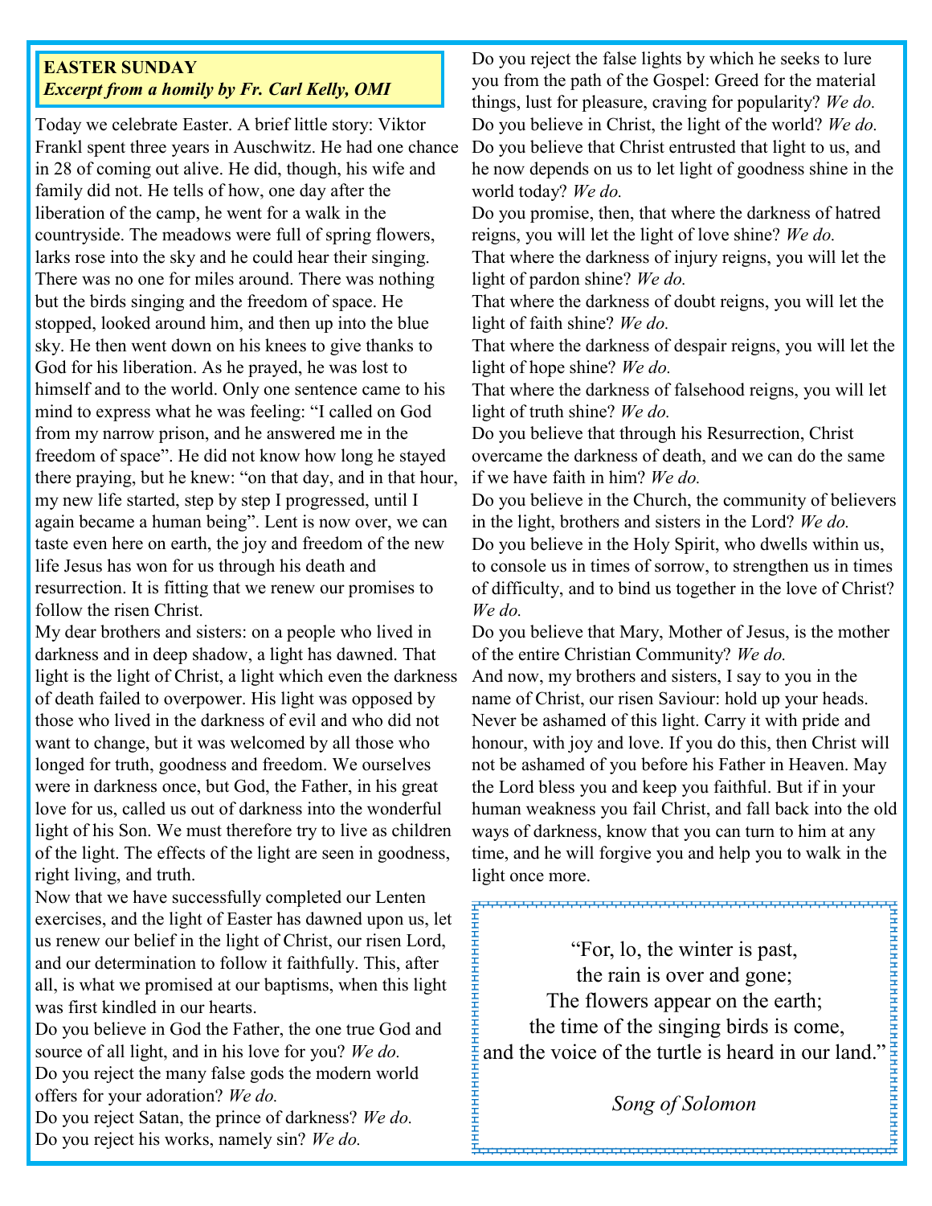**EASTER SUNDAY**
***Excerpt from a homily by Fr. Carl Kelly, OMI***

Today we celebrate Easter. A brief little story: Viktor Frankl spent three years in Auschwitz. He had one chance in 28 of coming out alive. He did, though, his wife and family did not. He tells of how, one day after the liberation of the camp, he went for a walk in the countryside. The meadows were full of spring flowers, larks rose into the sky and he could hear their singing. There was no one for miles around. There was nothing but the birds singing and the freedom of space. He stopped, looked around him, and then up into the blue sky. He then went down on his knees to give thanks to God for his liberation. As he prayed, he was lost to himself and to the world. Only one sentence came to his mind to express what he was feeling: "I called on God from my narrow prison, and he answered me in the freedom of space". He did not know how long he stayed there praying, but he knew: "on that day, and in that hour, my new life started, step by step I progressed, until I again became a human being". Lent is now over, we can taste even here on earth, the joy and freedom of the new life Jesus has won for us through his death and resurrection. It is fitting that we renew our promises to follow the risen Christ.

My dear brothers and sisters: on a people who lived in darkness and in deep shadow, a light has dawned. That light is the light of Christ, a light which even the darkness of death failed to overpower. His light was opposed by those who lived in the darkness of evil and who did not want to change, but it was welcomed by all those who longed for truth, goodness and freedom. We ourselves were in darkness once, but God, the Father, in his great love for us, called us out of darkness into the wonderful light of his Son. We must therefore try to live as children of the light. The effects of the light are seen in goodness, right living, and truth.

Now that we have successfully completed our Lenten exercises, and the light of Easter has dawned upon us, let us renew our belief in the light of Christ, our risen Lord, and our determination to follow it faithfully. This, after all, is what we promised at our baptisms, when this light was first kindled in our hearts.

Do you believe in God the Father, the one true God and source of all light, and in his love for you? *We do.*
Do you reject the many false gods the modern world offers for your adoration? *We do.*
Do you reject Satan, the prince of darkness? *We do.*
Do you reject his works, namely sin? *We do.*
Do you reject the false lights by which he seeks to lure you from the path of the Gospel: Greed for the material things, lust for pleasure, craving for popularity? *We do.*
Do you believe in Christ, the light of the world? *We do.*
Do you believe that Christ entrusted that light to us, and he now depends on us to let light of goodness shine in the world today? *We do.*
Do you promise, then, that where the darkness of hatred reigns, you will let the light of love shine? *We do.*
That where the darkness of injury reigns, you will let the light of pardon shine? *We do.*
That where the darkness of doubt reigns, you will let the light of faith shine? *We do.*
That where the darkness of despair reigns, you will let the light of hope shine? *We do.*
That where the darkness of falsehood reigns, you will let light of truth shine? *We do.*
Do you believe that through his Resurrection, Christ overcame the darkness of death, and we can do the same if we have faith in him? *We do.*
Do you believe in the Church, the community of believers in the light, brothers and sisters in the Lord? *We do.*
Do you believe in the Holy Spirit, who dwells within us, to console us in times of sorrow, to strengthen us in times of difficulty, and to bind us together in the love of Christ? *We do.*
Do you believe that Mary, Mother of Jesus, is the mother of the entire Christian Community? *We do.*

And now, my brothers and sisters, I say to you in the name of Christ, our risen Saviour: hold up your heads. Never be ashamed of this light. Carry it with pride and honour, with joy and love. If you do this, then Christ will not be ashamed of you before his Father in Heaven. May the Lord bless you and keep you faithful. But if in your human weakness you fail Christ, and fall back into the old ways of darkness, know that you can turn to him at any time, and he will forgive you and help you to walk in the light once more.

"For, lo, the winter is past,
the rain is over and gone;
The flowers appear on the earth;
the time of the singing birds is come,
and the voice of the turtle is heard in our land."

*Song of Solomon*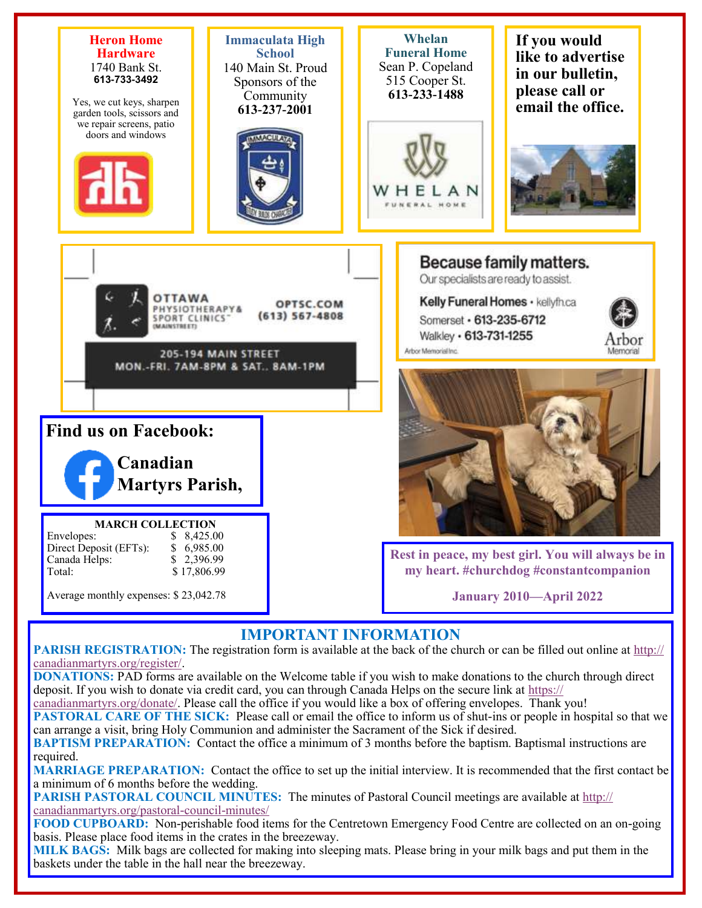**Heron Home Hardware**
1740 Bank St.
613-733-3492

Yes, we cut keys, sharpen garden tools, scissors and we repair screens, patio doors and windows

**Immaculata High School**
140 Main St. Proud Sponsors of the Community
**613-237-2001**

**Whelan Funeral Home**
Sean P. Copeland
515 Cooper St.
**613-233-1488**

**If you would like to advertise in our bulletin, please call or email the office.**

OTTAWA PHYSIOTHERAPY & SPORT CLINICS (MAINSTREET)
OPTSC.COM
(613) 567-4808
205-194 MAIN STREET
MON.-FRI. 7AM-8PM & SAT.. 8AM-1PM

**Because family matters.**
Our specialists are ready to assist.
Kelly Funeral Homes • kellyfh.ca
Somerset • 613-235-6712
Walkley • 613-731-1255
Arbor Memorial Inc.

## Find us on Facebook:

**Canadian Martyrs Parish,**

**MARCH COLLECTION**

| | |
|---|---|
| Envelopes: | $ 8,425.00 |
| Direct Deposit (EFTs): | $ 6,985.00 |
| Canada Helps: | $ 2,396.99 |
| Total: | $ 17,806.99 |

Average monthly expenses: $ 23,042.78

**Rest in peace, my best girl. You will always be in my heart. #churchdog #constantcompanion**

**January 2010—April 2022**

## IMPORTANT INFORMATION

**PARISH REGISTRATION:** The registration form is available at the back of the church or can be filled out online at http://canadianmartyrs.org/register/.

**DONATIONS:** PAD forms are available on the Welcome table if you wish to make donations to the church through direct deposit. If you wish to donate via credit card, you can through Canada Helps on the secure link at https://canadianmartyrs.org/donate/. Please call the office if you would like a box of offering envelopes. Thank you!

**PASTORAL CARE OF THE SICK:** Please call or email the office to inform us of shut-ins or people in hospital so that we can arrange a visit, bring Holy Communion and administer the Sacrament of the Sick if desired.

**BAPTISM PREPARATION:** Contact the office a minimum of 3 months before the baptism. Baptismal instructions are required.

**MARRIAGE PREPARATION:** Contact the office to set up the initial interview. It is recommended that the first contact be a minimum of 6 months before the wedding.

**PARISH PASTORAL COUNCIL MINUTES:** The minutes of Pastoral Council meetings are available at http://canadianmartyrs.org/pastoral-council-minutes/

**FOOD CUPBOARD:** Non-perishable food items for the Centretown Emergency Food Centre are collected on an on-going basis. Please place food items in the crates in the breezeway.

**MILK BAGS:** Milk bags are collected for making into sleeping mats. Please bring in your milk bags and put them in the baskets under the table in the hall near the breezeway.